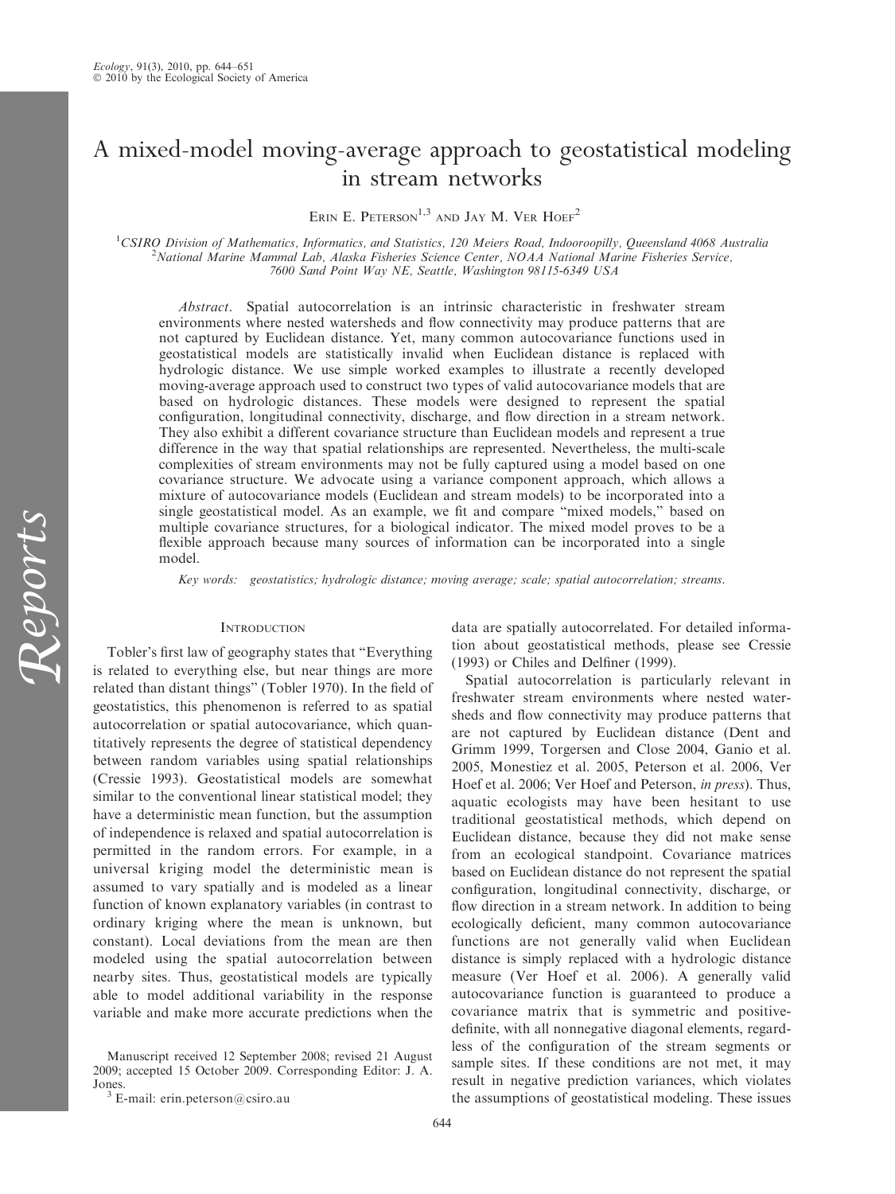# A mixed-model moving-average approach to geostatistical modeling in stream networks

Erin E. Peterson[1,3] and Jay M. Ver Hoef[2]

[1]CSIRO Division of Mathematics, Informatics, and Statistics, 120 Meiers Road, Indooroopilly, Queensland 4068 Australia
[2]National Marine Mammal Lab, Alaska Fisheries Science Center, NOAA National Marine Fisheries Service, 7600 Sand Point Way NE, Seattle, Washington 98115-6349 USA

*Abstract*. Spatial autocorrelation is an intrinsic characteristic in freshwater stream environments where nested watersheds and flow connectivity may produce patterns that are not captured by Euclidean distance. Yet, many common autocovariance functions used in geostatistical models are statistically invalid when Euclidean distance is replaced with hydrologic distance. We use simple worked examples to illustrate a recently developed moving-average approach used to construct two types of valid autocovariance models that are based on hydrologic distances. These models were designed to represent the spatial configuration, longitudinal connectivity, discharge, and flow direction in a stream network. They also exhibit a different covariance structure than Euclidean models and represent a true difference in the way that spatial relationships are represented. Nevertheless, the multi-scale complexities of stream environments may not be fully captured using a model based on one covariance structure. We advocate using a variance component approach, which allows a mixture of autocovariance models (Euclidean and stream models) to be incorporated into a single geostatistical model. As an example, we fit and compare "mixed models," based on multiple covariance structures, for a biological indicator. The mixed model proves to be a flexible approach because many sources of information can be incorporated into a single model.

*Key words: geostatistics; hydrologic distance; moving average; scale; spatial autocorrelation; streams.*

## Introduction

Tobler's first law of geography states that "Everything is related to everything else, but near things are more related than distant things" (Tobler 1970). In the field of geostatistics, this phenomenon is referred to as spatial autocorrelation or spatial autocovariance, which quantitatively represents the degree of statistical dependency between random variables using spatial relationships (Cressie 1993). Geostatistical models are somewhat similar to the conventional linear statistical model; they have a deterministic mean function, but the assumption of independence is relaxed and spatial autocorrelation is permitted in the random errors. For example, in a universal kriging model the deterministic mean is assumed to vary spatially and is modeled as a linear function of known explanatory variables (in contrast to ordinary kriging where the mean is unknown, but constant). Local deviations from the mean are then modeled using the spatial autocorrelation between nearby sites. Thus, geostatistical models are typically able to model additional variability in the response variable and make more accurate predictions when the data are spatially autocorrelated. For detailed information about geostatistical methods, please see Cressie (1993) or Chiles and Delfiner (1999).

Spatial autocorrelation is particularly relevant in freshwater stream environments where nested watersheds and flow connectivity may produce patterns that are not captured by Euclidean distance (Dent and Grimm 1999, Torgersen and Close 2004, Ganio et al. 2005, Monestiez et al. 2005, Peterson et al. 2006, Ver Hoef et al. 2006; Ver Hoef and Peterson, *in press*). Thus, aquatic ecologists may have been hesitant to use traditional geostatistical methods, which depend on Euclidean distance, because they did not make sense from an ecological standpoint. Covariance matrices based on Euclidean distance do not represent the spatial configuration, longitudinal connectivity, discharge, or flow direction in a stream network. In addition to being ecologically deficient, many common autocovariance functions are not generally valid when Euclidean distance is simply replaced with a hydrologic distance measure (Ver Hoef et al. 2006). A generally valid autocovariance function is guaranteed to produce a covariance matrix that is symmetric and positive-definite, with all nonnegative diagonal elements, regardless of the configuration of the stream segments or sample sites. If these conditions are not met, it may result in negative prediction variances, which violates the assumptions of geostatistical modeling. These issues

Manuscript received 12 September 2008; revised 21 August 2009; accepted 15 October 2009. Corresponding Editor: J. A. Jones.

[3] E-mail: erin.peterson@csiro.au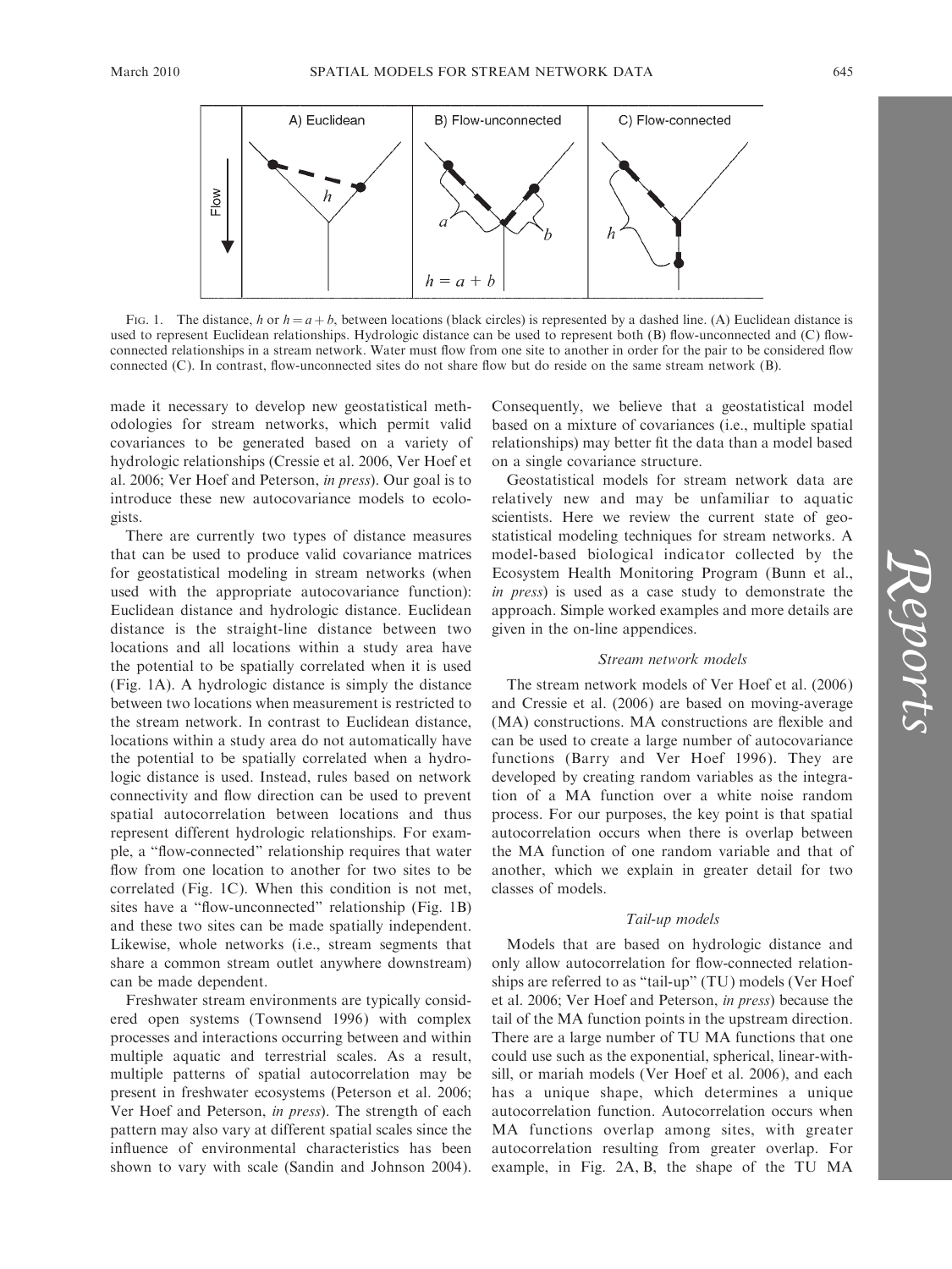FIG. 1. The distance, $h$ or $h = a + b$, between locations (black circles) is represented by a dashed line. (A) Euclidean distance is used to represent Euclidean relationships. Hydrologic distance can be used to represent both (B) flow-unconnected and (C) flow-connected relationships in a stream network. Water must flow from one site to another in order for the pair to be considered flow connected (C). In contrast, flow-unconnected sites do not share flow but do reside on the same stream network (B).

made it necessary to develop new geostatistical methodologies for stream networks, which permit valid covariances to be generated based on a variety of hydrologic relationships (Cressie et al. 2006, Ver Hoef et al. 2006; Ver Hoef and Peterson, *in press*). Our goal is to introduce these new autocovariance models to ecologists.

There are currently two types of distance measures that can be used to produce valid covariance matrices for geostatistical modeling in stream networks (when used with the appropriate autocovariance function): Euclidean distance and hydrologic distance. Euclidean distance is the straight-line distance between two locations and all locations within a study area have the potential to be spatially correlated when it is used (Fig. 1A). A hydrologic distance is simply the distance between two locations when measurement is restricted to the stream network. In contrast to Euclidean distance, locations within a study area do not automatically have the potential to be spatially correlated when a hydrologic distance is used. Instead, rules based on network connectivity and flow direction can be used to prevent spatial autocorrelation between locations and thus represent different hydrologic relationships. For example, a "flow-connected" relationship requires that water flow from one location to another for two sites to be correlated (Fig. 1C). When this condition is not met, sites have a "flow-unconnected" relationship (Fig. 1B) and these two sites can be made spatially independent. Likewise, whole networks (i.e., stream segments that share a common stream outlet anywhere downstream) can be made dependent.

Freshwater stream environments are typically considered open systems (Townsend 1996) with complex processes and interactions occurring between and within multiple aquatic and terrestrial scales. As a result, multiple patterns of spatial autocorrelation may be present in freshwater ecosystems (Peterson et al. 2006; Ver Hoef and Peterson, *in press*). The strength of each pattern may also vary at different spatial scales since the influence of environmental characteristics has been shown to vary with scale (Sandin and Johnson 2004). Consequently, we believe that a geostatistical model based on a mixture of covariances (i.e., multiple spatial relationships) may better fit the data than a model based on a single covariance structure.

Geostatistical models for stream network data are relatively new and may be unfamiliar to aquatic scientists. Here we review the current state of geostatistical modeling techniques for stream networks. A model-based biological indicator collected by the Ecosystem Health Monitoring Program (Bunn et al., *in press*) is used as a case study to demonstrate the approach. Simple worked examples and more details are given in the on-line appendices.

### *Stream network models*

The stream network models of Ver Hoef et al. (2006) and Cressie et al. (2006) are based on moving-average (MA) constructions. MA constructions are flexible and can be used to create a large number of autocovariance functions (Barry and Ver Hoef 1996). They are developed by creating random variables as the integration of a MA function over a white noise random process. For our purposes, the key point is that spatial autocorrelation occurs when there is overlap between the MA function of one random variable and that of another, which we explain in greater detail for two classes of models.

### *Tail-up models*

Models that are based on hydrologic distance and only allow autocorrelation for flow-connected relationships are referred to as "tail-up" (TU) models (Ver Hoef et al. 2006; Ver Hoef and Peterson, *in press*) because the tail of the MA function points in the upstream direction. There are a large number of TU MA functions that one could use such as the exponential, spherical, linear-with-sill, or mariah models (Ver Hoef et al. 2006), and each has a unique shape, which determines a unique autocorrelation function. Autocorrelation occurs when MA functions overlap among sites, with greater autocorrelation resulting from greater overlap. For example, in Fig. 2A, B, the shape of the TU MA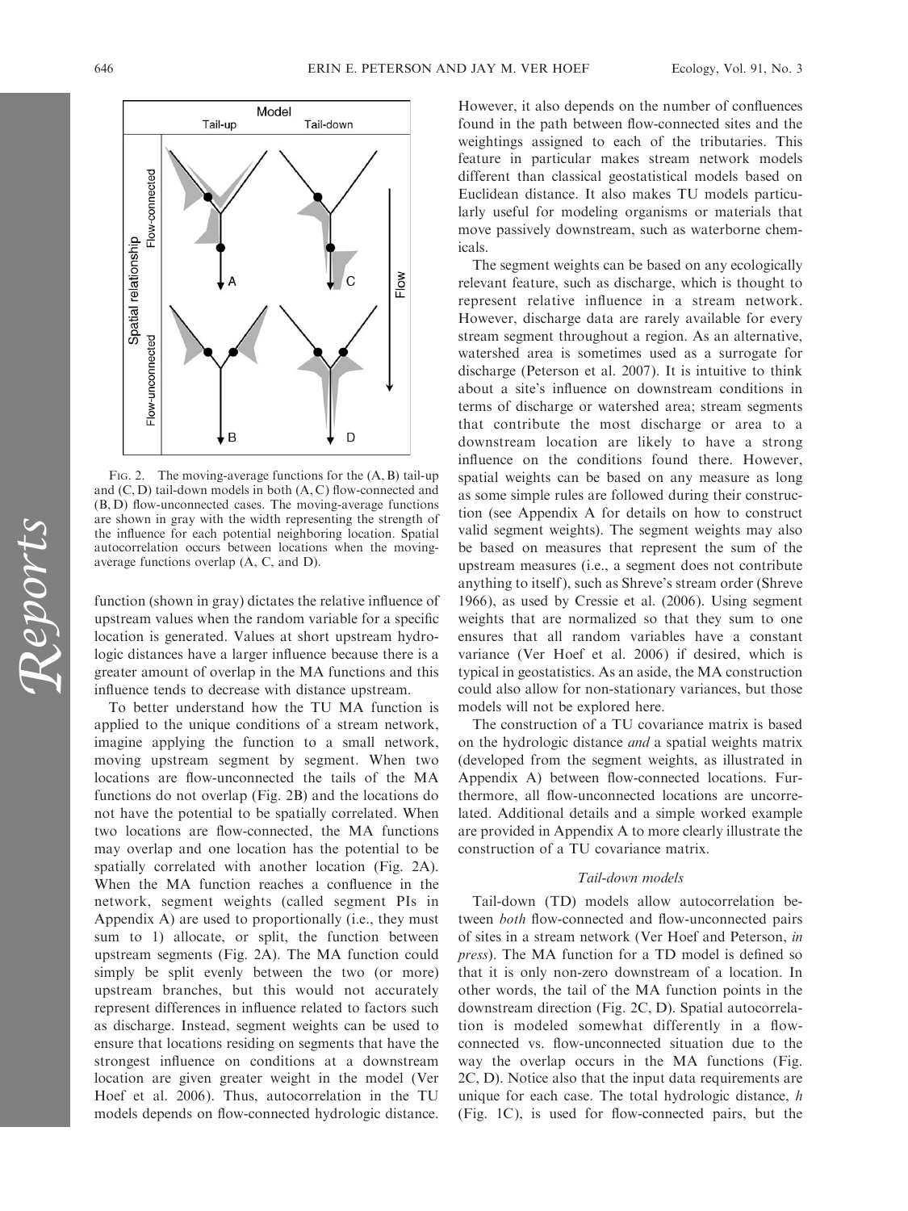FIG. 2. The moving-average functions for the (A, B) tail-up and (C, D) tail-down models in both (A, C) flow-connected and (B, D) flow-unconnected cases. The moving-average functions are shown in gray with the width representing the strength of the influence for each potential neighboring location. Spatial autocorrelation occurs between locations when the moving-average functions overlap (A, C, and D).

function (shown in gray) dictates the relative influence of upstream values when the random variable for a specific location is generated. Values at short upstream hydrologic distances have a larger influence because there is a greater amount of overlap in the MA functions and this influence tends to decrease with distance upstream.

To better understand how the TU MA function is applied to the unique conditions of a stream network, imagine applying the function to a small network, moving upstream segment by segment. When two locations are flow-unconnected the tails of the MA functions do not overlap (Fig. 2B) and the locations do not have the potential to be spatially correlated. When two locations are flow-connected, the MA functions may overlap and one location has the potential to be spatially correlated with another location (Fig. 2A). When the MA function reaches a confluence in the network, segment weights (called segment PIs in Appendix A) are used to proportionally (i.e., they must sum to 1) allocate, or split, the function between upstream segments (Fig. 2A). The MA function could simply be split evenly between the two (or more) upstream branches, but this would not accurately represent differences in influence related to factors such as discharge. Instead, segment weights can be used to ensure that locations residing on segments that have the strongest influence on conditions at a downstream location are given greater weight in the model (Ver Hoef et al. 2006). Thus, autocorrelation in the TU models depends on flow-connected hydrologic distance. However, it also depends on the number of confluences found in the path between flow-connected sites and the weightings assigned to each of the tributaries. This feature in particular makes stream network models different than classical geostatistical models based on Euclidean distance. It also makes TU models particularly useful for modeling organisms or materials that move passively downstream, such as waterborne chemicals.

The segment weights can be based on any ecologically relevant feature, such as discharge, which is thought to represent relative influence in a stream network. However, discharge data are rarely available for every stream segment throughout a region. As an alternative, watershed area is sometimes used as a surrogate for discharge (Peterson et al. 2007). It is intuitive to think about a site's influence on downstream conditions in terms of discharge or watershed area; stream segments that contribute the most discharge or area to a downstream location are likely to have a strong influence on the conditions found there. However, spatial weights can be based on any measure as long as some simple rules are followed during their construction (see Appendix A for details on how to construct valid segment weights). The segment weights may also be based on measures that represent the sum of the upstream measures (i.e., a segment does not contribute anything to itself), such as Shreve's stream order (Shreve 1966), as used by Cressie et al. (2006). Using segment weights that are normalized so that they sum to one ensures that all random variables have a constant variance (Ver Hoef et al. 2006) if desired, which is typical in geostatistics. As an aside, the MA construction could also allow for non-stationary variances, but those models will not be explored here.

The construction of a TU covariance matrix is based on the hydrologic distance *and* a spatial weights matrix (developed from the segment weights, as illustrated in Appendix A) between flow-connected locations. Furthermore, all flow-unconnected locations are uncorrelated. Additional details and a simple worked example are provided in Appendix A to more clearly illustrate the construction of a TU covariance matrix.

### *Tail-down models*

Tail-down (TD) models allow autocorrelation between *both* flow-connected and flow-unconnected pairs of sites in a stream network (Ver Hoef and Peterson, *in press*). The MA function for a TD model is defined so that it is only non-zero downstream of a location. In other words, the tail of the MA function points in the downstream direction (Fig. 2C, D). Spatial autocorrelation is modeled somewhat differently in a flow-connected vs. flow-unconnected situation due to the way the overlap occurs in the MA functions (Fig. 2C, D). Notice also that the input data requirements are unique for each case. The total hydrologic distance, $h$ (Fig. 1C), is used for flow-connected pairs, but the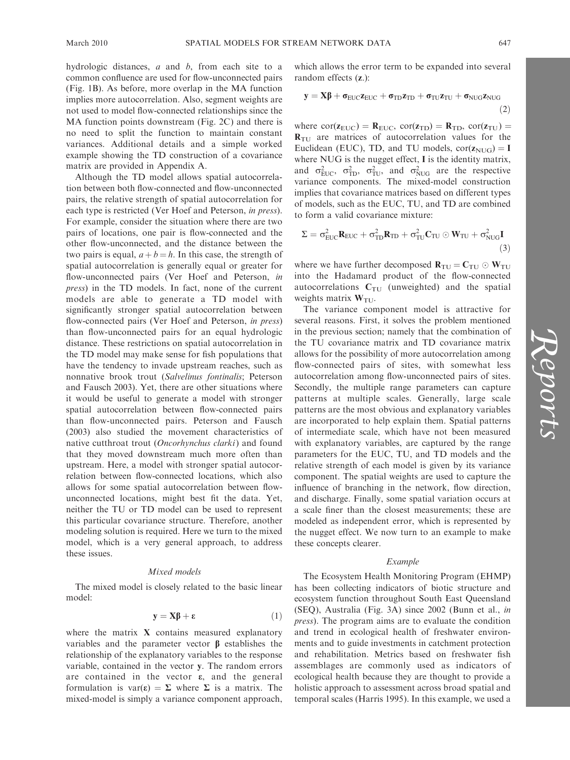hydrologic distances, $a$ and $b$, from each site to a common confluence are used for flow-unconnected pairs (Fig. 1B). As before, more overlap in the MA function implies more autocorrelation. Also, segment weights are not used to model flow-connected relationships since the MA function points downstream (Fig. 2C) and there is no need to split the function to maintain constant variances. Additional details and a simple worked example showing the TD construction of a covariance matrix are provided in Appendix A.

Although the TD model allows spatial autocorrelation between both flow-connected and flow-unconnected pairs, the relative strength of spatial autocorrelation for each type is restricted (Ver Hoef and Peterson, *in press*). For example, consider the situation where there are two pairs of locations, one pair is flow-connected and the other flow-unconnected, and the distance between the two pairs is equal, $a + b = h$. In this case, the strength of spatial autocorrelation is generally equal or greater for flow-unconnected pairs (Ver Hoef and Peterson, *in press*) in the TD models. In fact, none of the current models are able to generate a TD model with significantly stronger spatial autocorrelation between flow-connected pairs (Ver Hoef and Peterson, *in press*) than flow-unconnected pairs for an equal hydrologic distance. These restrictions on spatial autocorrelation in the TD model may make sense for fish populations that have the tendency to invade upstream reaches, such as nonnative brook trout (*Salvelinus fontinalis*; Peterson and Fausch 2003). Yet, there are other situations where it would be useful to generate a model with stronger spatial autocorrelation between flow-connected pairs than flow-unconnected pairs. Peterson and Fausch (2003) also studied the movement characteristics of native cutthroat trout (*Oncorhynchus clarki*) and found that they moved downstream much more often than upstream. Here, a model with stronger spatial autocorrelation between flow-connected locations, which also allows for some spatial autocorrelation between flow-unconnected locations, might best fit the data. Yet, neither the TU or TD model can be used to represent this particular covariance structure. Therefore, another modeling solution is required. Here we turn to the mixed model, which is a very general approach, to address these issues.

### *Mixed models*

The mixed model is closely related to the basic linear model:

$$\mathbf{y} = \mathbf{X}\boldsymbol{\beta} + \boldsymbol{\varepsilon} \tag{1}$$

where the matrix $\mathbf{X}$ contains measured explanatory variables and the parameter vector $\boldsymbol{\beta}$ establishes the relationship of the explanatory variables to the response variable, contained in the vector $\mathbf{y}$. The random errors are contained in the vector $\boldsymbol{\varepsilon}$, and the general formulation is $\text{var}(\boldsymbol{\varepsilon}) = \boldsymbol{\Sigma}$ where $\boldsymbol{\Sigma}$ is a matrix. The mixed-model is simply a variance component approach, which allows the error term to be expanded into several random effects ($\mathbf{z}$.):

$$\mathbf{y} = \mathbf{X}\boldsymbol{\beta} + \boldsymbol{\sigma}_{\text{EUC}}\mathbf{z}_{\text{EUC}} + \boldsymbol{\sigma}_{\text{TD}}\mathbf{z}_{\text{TD}} + \boldsymbol{\sigma}_{\text{TU}}\mathbf{z}_{\text{TU}} + \boldsymbol{\sigma}_{\text{NUG}}\mathbf{z}_{\text{NUG}} \tag{2}$$

where $\text{cor}(\mathbf{z}_{\text{EUC}}) = \mathbf{R}_{\text{EUC}}$, $\text{cor}(\mathbf{z}_{\text{TD}}) = \mathbf{R}_{\text{TD}}$, $\text{cor}(\mathbf{z}_{\text{TU}}) = \mathbf{R}_{\text{TU}}$ are matrices of autocorrelation values for the Euclidean (EUC), TD, and TU models, $\text{cor}(\mathbf{z}_{\text{NUG}}) = \mathbf{I}$ where NUG is the nugget effect, $\mathbf{I}$ is the identity matrix, and $\sigma^2_{\text{EUC}}$, $\sigma^2_{\text{TD}}$, $\sigma^2_{\text{TU}}$, and $\sigma^2_{\text{NUG}}$ are the respective variance components. The mixed-model construction implies that covariance matrices based on different types of models, such as the EUC, TU, and TD are combined to form a valid covariance mixture:

$$\boldsymbol{\Sigma} = \sigma^2_{\text{EUC}}\mathbf{R}_{\text{EUC}} + \sigma^2_{\text{TD}}\mathbf{R}_{\text{TD}} + \sigma^2_{\text{TU}}\mathbf{C}_{\text{TU}} \odot \mathbf{W}_{\text{TU}} + \sigma^2_{\text{NUG}}\mathbf{I} \tag{3}$$

where we have further decomposed $\mathbf{R}_{\text{TU}} = \mathbf{C}_{\text{TU}} \odot \mathbf{W}_{\text{TU}}$ into the Hadamard product of the flow-connected autocorrelations $\mathbf{C}_{\text{TU}}$ (unweighted) and the spatial weights matrix $\mathbf{W}_{\text{TU}}$.

The variance component model is attractive for several reasons. First, it solves the problem mentioned in the previous section; namely that the combination of the TU covariance matrix and TD covariance matrix allows for the possibility of more autocorrelation among flow-connected pairs of sites, with somewhat less autocorrelation among flow-unconnected pairs of sites. Secondly, the multiple range parameters can capture patterns at multiple scales. Generally, large scale patterns are the most obvious and explanatory variables are incorporated to help explain them. Spatial patterns of intermediate scale, which have not been measured with explanatory variables, are captured by the range parameters for the EUC, TU, and TD models and the relative strength of each model is given by its variance component. The spatial weights are used to capture the influence of branching in the network, flow direction, and discharge. Finally, some spatial variation occurs at a scale finer than the closest measurements; these are modeled as independent error, which is represented by the nugget effect. We now turn to an example to make these concepts clearer.

### *Example*

The Ecosystem Health Monitoring Program (EHMP) has been collecting indicators of biotic structure and ecosystem function throughout South East Queensland (SEQ), Australia (Fig. 3A) since 2002 (Bunn et al., *in press*). The program aims are to evaluate the condition and trend in ecological health of freshwater environments and to guide investments in catchment protection and rehabilitation. Metrics based on freshwater fish assemblages are commonly used as indicators of ecological health because they are thought to provide a holistic approach to assessment across broad spatial and temporal scales (Harris 1995). In this example, we used a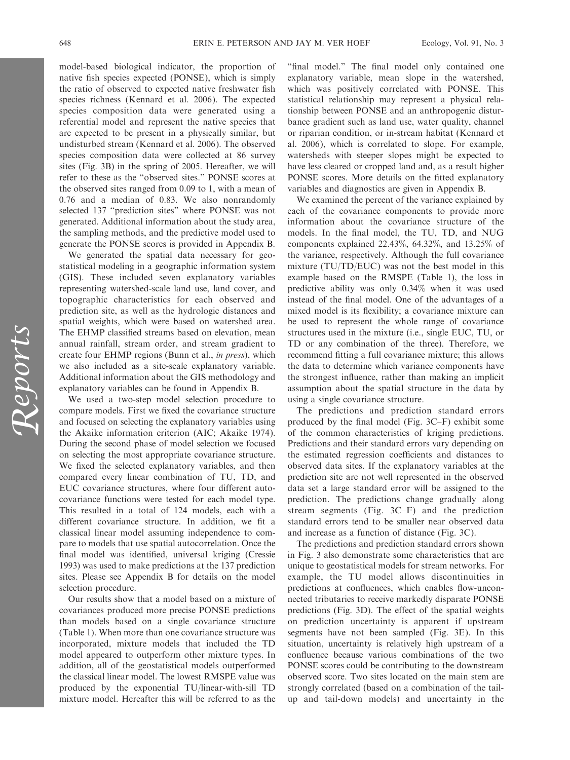model-based biological indicator, the proportion of native fish species expected (PONSE), which is simply the ratio of observed to expected native freshwater fish species richness (Kennard et al. 2006). The expected species composition data were generated using a referential model and represent the native species that are expected to be present in a physically similar, but undisturbed stream (Kennard et al. 2006). The observed species composition data were collected at 86 survey sites (Fig. 3B) in the spring of 2005. Hereafter, we will refer to these as the "observed sites." PONSE scores at the observed sites ranged from 0.09 to 1, with a mean of 0.76 and a median of 0.83. We also nonrandomly selected 137 "prediction sites" where PONSE was not generated. Additional information about the study area, the sampling methods, and the predictive model used to generate the PONSE scores is provided in Appendix B.

We generated the spatial data necessary for geostatistical modeling in a geographic information system (GIS). These included seven explanatory variables representing watershed-scale land use, land cover, and topographic characteristics for each observed and prediction site, as well as the hydrologic distances and spatial weights, which were based on watershed area. The EHMP classified streams based on elevation, mean annual rainfall, stream order, and stream gradient to create four EHMP regions (Bunn et al., *in press*), which we also included as a site-scale explanatory variable. Additional information about the GIS methodology and explanatory variables can be found in Appendix B.

We used a two-step model selection procedure to compare models. First we fixed the covariance structure and focused on selecting the explanatory variables using the Akaike information criterion (AIC; Akaike 1974). During the second phase of model selection we focused on selecting the most appropriate covariance structure. We fixed the selected explanatory variables, and then compared every linear combination of TU, TD, and EUC covariance structures, where four different autocovariance functions were tested for each model type. This resulted in a total of 124 models, each with a different covariance structure. In addition, we fit a classical linear model assuming independence to compare to models that use spatial autocorrelation. Once the final model was identified, universal kriging (Cressie 1993) was used to make predictions at the 137 prediction sites. Please see Appendix B for details on the model selection procedure.

Our results show that a model based on a mixture of covariances produced more precise PONSE predictions than models based on a single covariance structure (Table 1). When more than one covariance structure was incorporated, mixture models that included the TD model appeared to outperform other mixture types. In addition, all of the geostatistical models outperformed the classical linear model. The lowest RMSPE value was produced by the exponential TU/linear-with-sill TD mixture model. Hereafter this will be referred to as the "final model." The final model only contained one explanatory variable, mean slope in the watershed, which was positively correlated with PONSE. This statistical relationship may represent a physical relationship between PONSE and an anthropogenic disturbance gradient such as land use, water quality, channel or riparian condition, or in-stream habitat (Kennard et al. 2006), which is correlated to slope. For example, watersheds with steeper slopes might be expected to have less cleared or cropped land and, as a result higher PONSE scores. More details on the fitted explanatory variables and diagnostics are given in Appendix B.

We examined the percent of the variance explained by each of the covariance components to provide more information about the covariance structure of the models. In the final model, the TU, TD, and NUG components explained 22.43%, 64.32%, and 13.25% of the variance, respectively. Although the full covariance mixture (TU/TD/EUC) was not the best model in this example based on the RMSPE (Table 1), the loss in predictive ability was only 0.34% when it was used instead of the final model. One of the advantages of a mixed model is its flexibility; a covariance mixture can be used to represent the whole range of covariance structures used in the mixture (i.e., single EUC, TU, or TD or any combination of the three). Therefore, we recommend fitting a full covariance mixture; this allows the data to determine which variance components have the strongest influence, rather than making an implicit assumption about the spatial structure in the data by using a single covariance structure.

The predictions and prediction standard errors produced by the final model (Fig. 3C–F) exhibit some of the common characteristics of kriging predictions. Predictions and their standard errors vary depending on the estimated regression coefficients and distances to observed data sites. If the explanatory variables at the prediction site are not well represented in the observed data set a large standard error will be assigned to the prediction. The predictions change gradually along stream segments (Fig. 3C–F) and the prediction standard errors tend to be smaller near observed data and increase as a function of distance (Fig. 3C).

The predictions and prediction standard errors shown in Fig. 3 also demonstrate some characteristics that are unique to geostatistical models for stream networks. For example, the TU model allows discontinuities in predictions at confluences, which enables flow-unconnected tributaries to receive markedly disparate PONSE predictions (Fig. 3D). The effect of the spatial weights on prediction uncertainty is apparent if upstream segments have not been sampled (Fig. 3E). In this situation, uncertainty is relatively high upstream of a confluence because various combinations of the two PONSE scores could be contributing to the downstream observed score. Two sites located on the main stem are strongly correlated (based on a combination of the tail-up and tail-down models) and uncertainty in the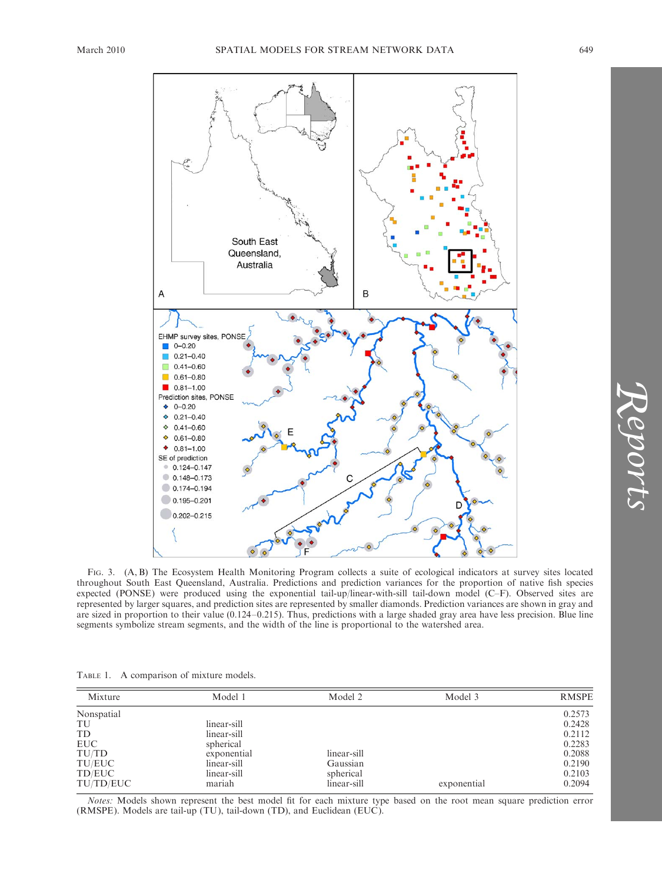Fig. 3. (A, B) The Ecosystem Health Monitoring Program collects a suite of ecological indicators at survey sites located throughout South East Queensland, Australia. Predictions and prediction variances for the proportion of native fish species expected (PONSE) were produced using the exponential tail-up/linear-with-sill tail-down model (C–F). Observed sites are represented by larger squares, and prediction sites are represented by smaller diamonds. Prediction variances are shown in gray and are sized in proportion to their value (0.124–0.215). Thus, predictions with a large shaded gray area have less precision. Blue line segments symbolize stream segments, and the width of the line is proportional to the watershed area.

Table 1. A comparison of mixture models.

| Mixture | Model 1 | Model 2 | Model 3 | RMSPE |
|---|---|---|---|---|
| Nonspatial | | | | 0.2573 |
| TU | linear-sill | | | 0.2428 |
| TD | linear-sill | | | 0.2112 |
| EUC | spherical | | | 0.2283 |
| TU/TD | exponential | linear-sill | | 0.2088 |
| TU/EUC | linear-sill | Gaussian | | 0.2190 |
| TD/EUC | linear-sill | spherical | | 0.2103 |
| TU/TD/EUC | mariah | linear-sill | exponential | 0.2094 |

*Notes:* Models shown represent the best model fit for each mixture type based on the root mean square prediction error (RMSPE). Models are tail-up (TU), tail-down (TD), and Euclidean (EUC).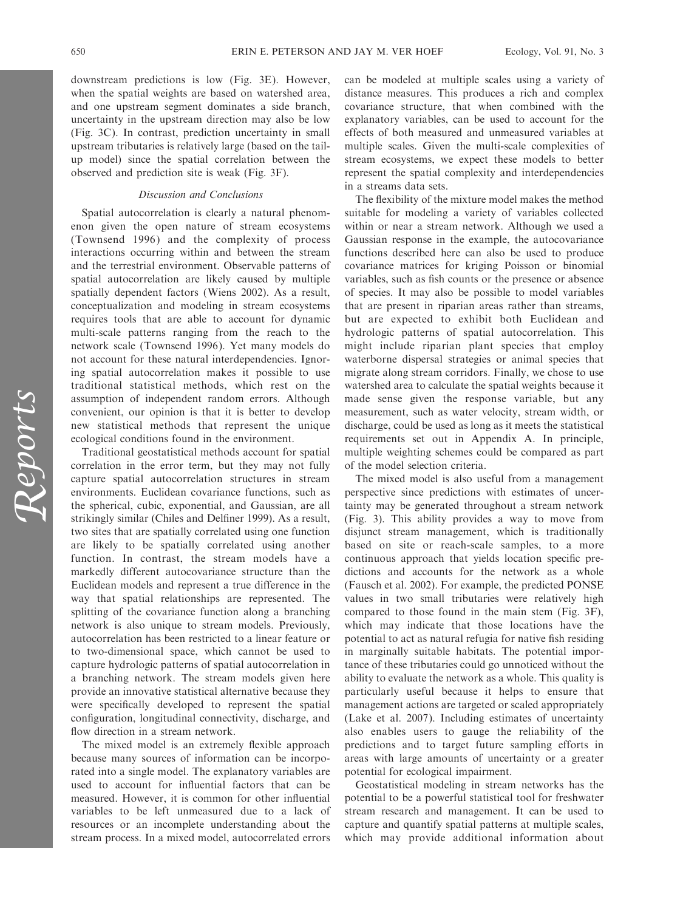downstream predictions is low (Fig. 3E). However, when the spatial weights are based on watershed area, and one upstream segment dominates a side branch, uncertainty in the upstream direction may also be low (Fig. 3C). In contrast, prediction uncertainty in small upstream tributaries is relatively large (based on the tail-up model) since the spatial correlation between the observed and prediction site is weak (Fig. 3F).

### *Discussion and Conclusions*

Spatial autocorrelation is clearly a natural phenomenon given the open nature of stream ecosystems (Townsend 1996) and the complexity of process interactions occurring within and between the stream and the terrestrial environment. Observable patterns of spatial autocorrelation are likely caused by multiple spatially dependent factors (Wiens 2002). As a result, conceptualization and modeling in stream ecosystems requires tools that are able to account for dynamic multi-scale patterns ranging from the reach to the network scale (Townsend 1996). Yet many models do not account for these natural interdependencies. Ignoring spatial autocorrelation makes it possible to use traditional statistical methods, which rest on the assumption of independent random errors. Although convenient, our opinion is that it is better to develop new statistical methods that represent the unique ecological conditions found in the environment.

Traditional geostatistical methods account for spatial correlation in the error term, but they may not fully capture spatial autocorrelation structures in stream environments. Euclidean covariance functions, such as the spherical, cubic, exponential, and Gaussian, are all strikingly similar (Chiles and Delfiner 1999). As a result, two sites that are spatially correlated using one function are likely to be spatially correlated using another function. In contrast, the stream models have a markedly different autocovariance structure than the Euclidean models and represent a true difference in the way that spatial relationships are represented. The splitting of the covariance function along a branching network is also unique to stream models. Previously, autocorrelation has been restricted to a linear feature or to two-dimensional space, which cannot be used to capture hydrologic patterns of spatial autocorrelation in a branching network. The stream models given here provide an innovative statistical alternative because they were specifically developed to represent the spatial configuration, longitudinal connectivity, discharge, and flow direction in a stream network.

The mixed model is an extremely flexible approach because many sources of information can be incorporated into a single model. The explanatory variables are used to account for influential factors that can be measured. However, it is common for other influential variables to be left unmeasured due to a lack of resources or an incomplete understanding about the stream process. In a mixed model, autocorrelated errors can be modeled at multiple scales using a variety of distance measures. This produces a rich and complex covariance structure, that when combined with the explanatory variables, can be used to account for the effects of both measured and unmeasured variables at multiple scales. Given the multi-scale complexities of stream ecosystems, we expect these models to better represent the spatial complexity and interdependencies in a streams data sets.

The flexibility of the mixture model makes the method suitable for modeling a variety of variables collected within or near a stream network. Although we used a Gaussian response in the example, the autocovariance functions described here can also be used to produce covariance matrices for kriging Poisson or binomial variables, such as fish counts or the presence or absence of species. It may also be possible to model variables that are present in riparian areas rather than streams, but are expected to exhibit both Euclidean and hydrologic patterns of spatial autocorrelation. This might include riparian plant species that employ waterborne dispersal strategies or animal species that migrate along stream corridors. Finally, we chose to use watershed area to calculate the spatial weights because it made sense given the response variable, but any measurement, such as water velocity, stream width, or discharge, could be used as long as it meets the statistical requirements set out in Appendix A. In principle, multiple weighting schemes could be compared as part of the model selection criteria.

The mixed model is also useful from a management perspective since predictions with estimates of uncertainty may be generated throughout a stream network (Fig. 3). This ability provides a way to move from disjunct stream management, which is traditionally based on site or reach-scale samples, to a more continuous approach that yields location specific predictions and accounts for the network as a whole (Fausch et al. 2002). For example, the predicted PONSE values in two small tributaries were relatively high compared to those found in the main stem (Fig. 3F), which may indicate that those locations have the potential to act as natural refugia for native fish residing in marginally suitable habitats. The potential importance of these tributaries could go unnoticed without the ability to evaluate the network as a whole. This quality is particularly useful because it helps to ensure that management actions are targeted or scaled appropriately (Lake et al. 2007). Including estimates of uncertainty also enables users to gauge the reliability of the predictions and to target future sampling efforts in areas with large amounts of uncertainty or a greater potential for ecological impairment.

Geostatistical modeling in stream networks has the potential to be a powerful statistical tool for freshwater stream research and management. It can be used to capture and quantify spatial patterns at multiple scales, which may provide additional information about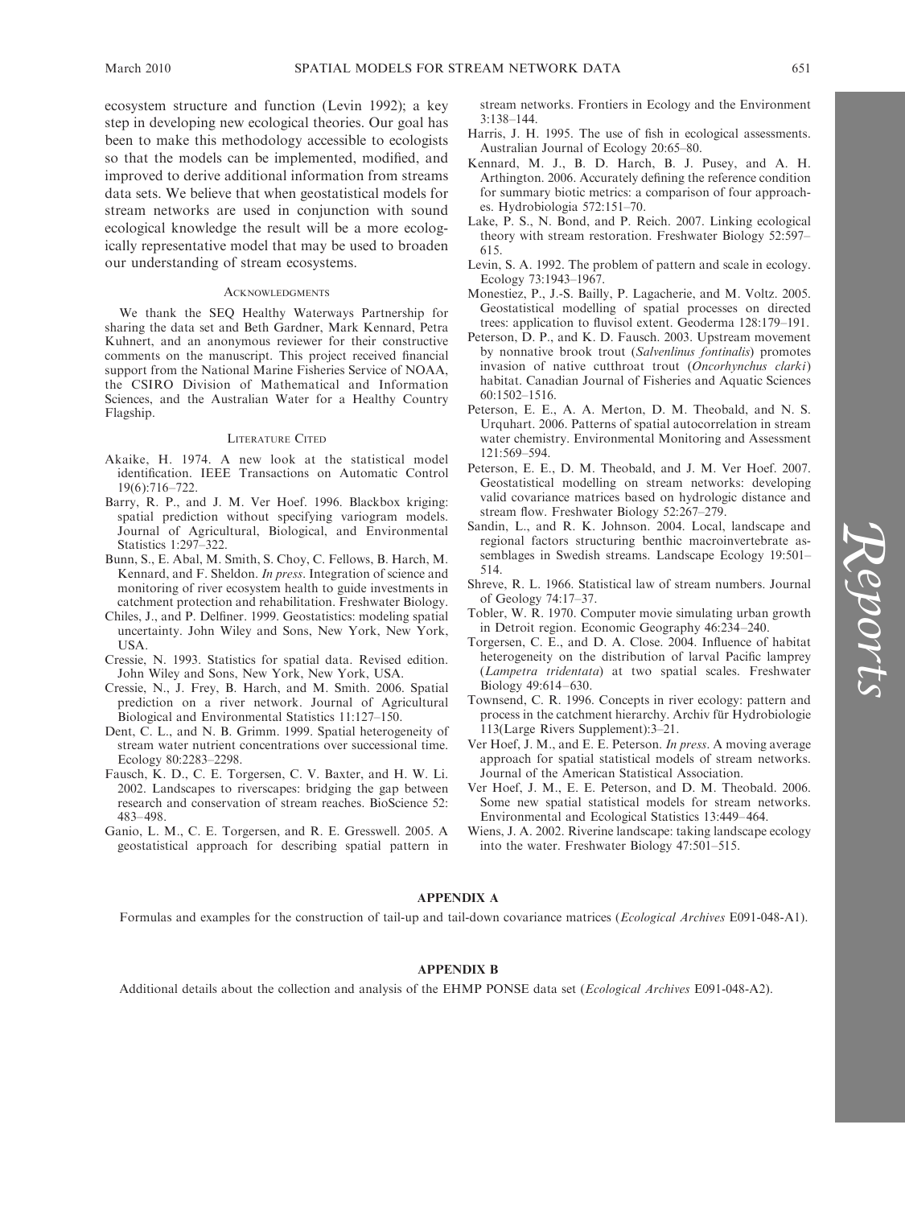ecosystem structure and function (Levin 1992); a key step in developing new ecological theories. Our goal has been to make this methodology accessible to ecologists so that the models can be implemented, modified, and improved to derive additional information from streams data sets. We believe that when geostatistical models for stream networks are used in conjunction with sound ecological knowledge the result will be a more ecologically representative model that may be used to broaden our understanding of stream ecosystems.

## Acknowledgments

We thank the SEQ Healthy Waterways Partnership for sharing the data set and Beth Gardner, Mark Kennard, Petra Kuhnert, and an anonymous reviewer for their constructive comments on the manuscript. This project received financial support from the National Marine Fisheries Service of NOAA, the CSIRO Division of Mathematical and Information Sciences, and the Australian Water for a Healthy Country Flagship.

## Literature Cited

Akaike, H. 1974. A new look at the statistical model identification. IEEE Transactions on Automatic Control 19(6):716–722.

Barry, R. P., and J. M. Ver Hoef. 1996. Blackbox kriging: spatial prediction without specifying variogram models. Journal of Agricultural, Biological, and Environmental Statistics 1:297–322.

Bunn, S., E. Abal, M. Smith, S. Choy, C. Fellows, B. Harch, M. Kennard, and F. Sheldon. *In press*. Integration of science and monitoring of river ecosystem health to guide investments in catchment protection and rehabilitation. Freshwater Biology.

Chiles, J., and P. Delfiner. 1999. Geostatistics: modeling spatial uncertainty. John Wiley and Sons, New York, New York, USA.

Cressie, N. 1993. Statistics for spatial data. Revised edition. John Wiley and Sons, New York, New York, USA.

Cressie, N., J. Frey, B. Harch, and M. Smith. 2006. Spatial prediction on a river network. Journal of Agricultural Biological and Environmental Statistics 11:127–150.

Dent, C. L., and N. B. Grimm. 1999. Spatial heterogeneity of stream water nutrient concentrations over successional time. Ecology 80:2283–2298.

Fausch, K. D., C. E. Torgersen, C. V. Baxter, and H. W. Li. 2002. Landscapes to riverscapes: bridging the gap between research and conservation of stream reaches. BioScience 52: 483–498.

Ganio, L. M., C. E. Torgersen, and R. E. Gresswell. 2005. A geostatistical approach for describing spatial pattern in stream networks. Frontiers in Ecology and the Environment 3:138–144.

Harris, J. H. 1995. The use of fish in ecological assessments. Australian Journal of Ecology 20:65–80.

Kennard, M. J., B. D. Harch, B. J. Pusey, and A. H. Arthington. 2006. Accurately defining the reference condition for summary biotic metrics: a comparison of four approaches. Hydrobiologia 572:151–70.

Lake, P. S., N. Bond, and P. Reich. 2007. Linking ecological theory with stream restoration. Freshwater Biology 52:597–615.

Levin, S. A. 1992. The problem of pattern and scale in ecology. Ecology 73:1943–1967.

Monestiez, P., J.-S. Bailly, P. Lagacherie, and M. Voltz. 2005. Geostatistical modelling of spatial processes on directed trees: application to fluvisol extent. Geoderma 128:179–191.

Peterson, D. P., and K. D. Fausch. 2003. Upstream movement by nonnative brook trout (*Salvenlinus fontinalis*) promotes invasion of native cutthroat trout (*Oncorhynchus clarki*) habitat. Canadian Journal of Fisheries and Aquatic Sciences 60:1502–1516.

Peterson, E. E., A. A. Merton, D. M. Theobald, and N. S. Urquhart. 2006. Patterns of spatial autocorrelation in stream water chemistry. Environmental Monitoring and Assessment 121:569–594.

Peterson, E. E., D. M. Theobald, and J. M. Ver Hoef. 2007. Geostatistical modelling on stream networks: developing valid covariance matrices based on hydrologic distance and stream flow. Freshwater Biology 52:267–279.

Sandin, L., and R. K. Johnson. 2004. Local, landscape and regional factors structuring benthic macroinvertebrate assemblages in Swedish streams. Landscape Ecology 19:501–514.

Shreve, R. L. 1966. Statistical law of stream numbers. Journal of Geology 74:17–37.

Tobler, W. R. 1970. Computer movie simulating urban growth in Detroit region. Economic Geography 46:234–240.

Torgersen, C. E., and D. A. Close. 2004. Influence of habitat heterogeneity on the distribution of larval Pacific lamprey (*Lampetra tridentata*) at two spatial scales. Freshwater Biology 49:614–630.

Townsend, C. R. 1996. Concepts in river ecology: pattern and process in the catchment hierarchy. Archiv für Hydrobiologie 113(Large Rivers Supplement):3–21.

Ver Hoef, J. M., and E. E. Peterson. *In press*. A moving average approach for spatial statistical models of stream networks. Journal of the American Statistical Association.

Ver Hoef, J. M., E. E. Peterson, and D. M. Theobald. 2006. Some new spatial statistical models for stream networks. Environmental and Ecological Statistics 13:449–464.

Wiens, J. A. 2002. Riverine landscape: taking landscape ecology into the water. Freshwater Biology 47:501–515.

## APPENDIX A

Formulas and examples for the construction of tail-up and tail-down covariance matrices (*Ecological Archives* E091-048-A1).

## APPENDIX B

Additional details about the collection and analysis of the EHMP PONSE data set (*Ecological Archives* E091-048-A2).